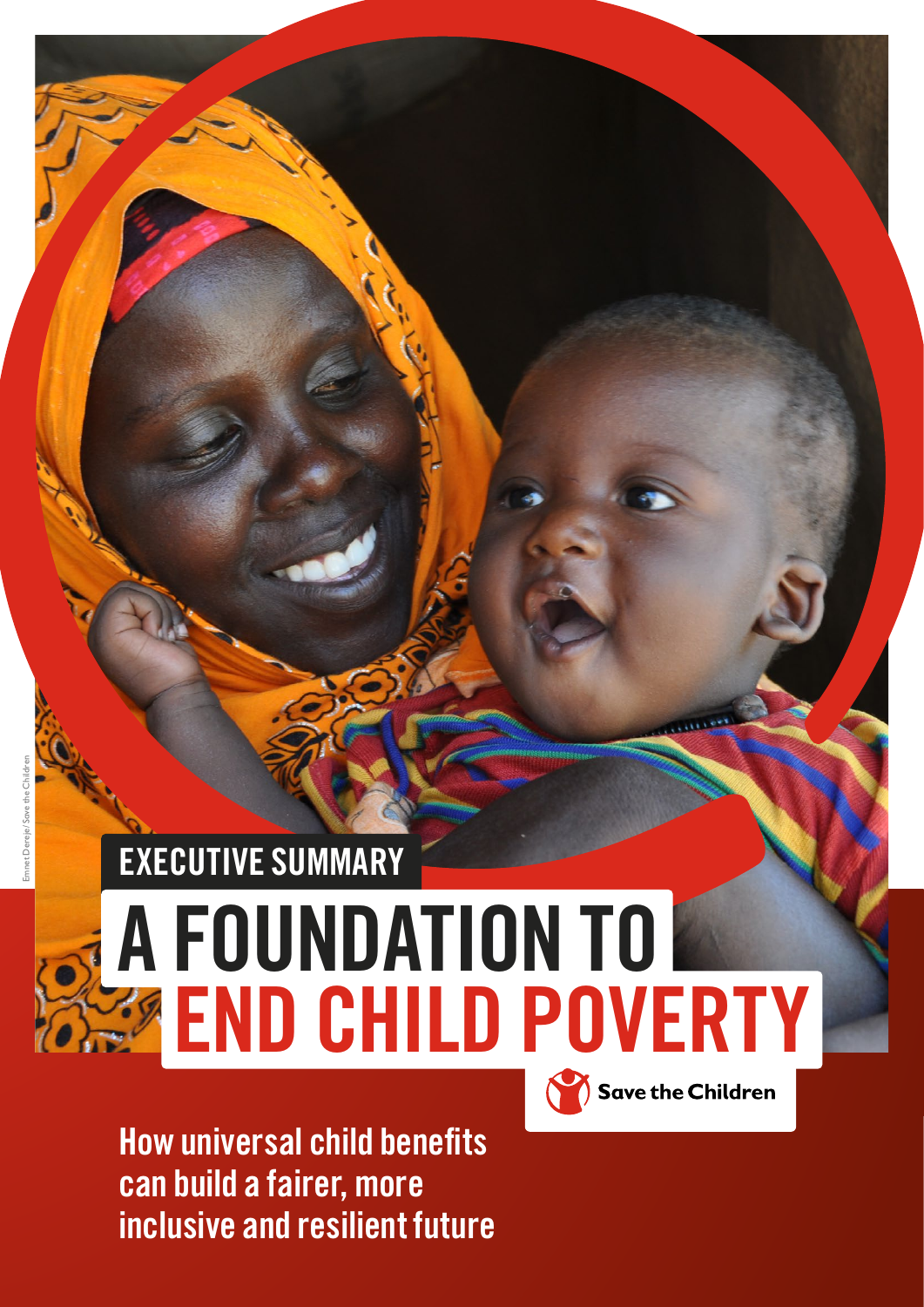EXECUTIVE SUMMARY

# A FOUNDATION TO END CHILD POVERTY

Save the Children

## How universal child benefits can build a fairer, more inclusive and resilient future

Emnet Dereje/Save the Children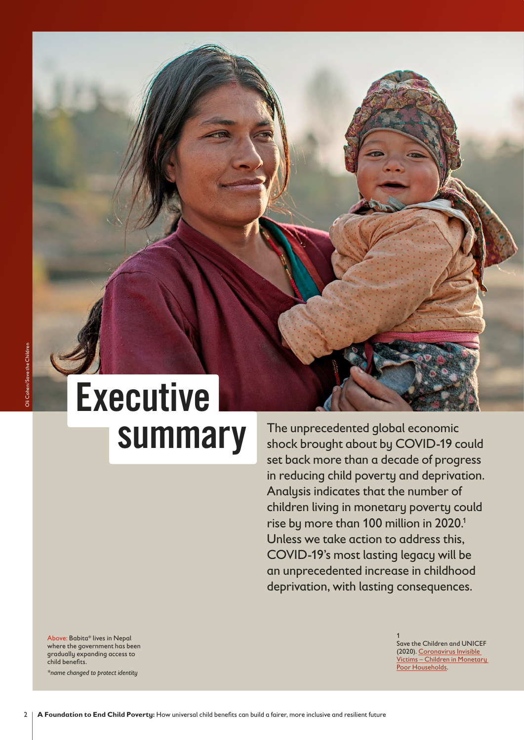# Executive summary

The unprecedented global economic shock brought about by COVID-19 could set back more than a decade of progress in reducing child poverty and deprivation. Analysis indicates that the number of children living in monetary poverty could rise by more than 100 million in 2020.[1] Unless we take action to address this, COVID-19's most lasting legacy will be an unprecedented increase in childhood deprivation, with lasting consequences.

Above: Babita* lives in Nepal where the government has been gradually expanding access to child benefits.

*\*name changed to protect identity*

1 Save the Children and UNICEF (2020). Coronavirus Invisible Victims – Children in Monetary Poor Households.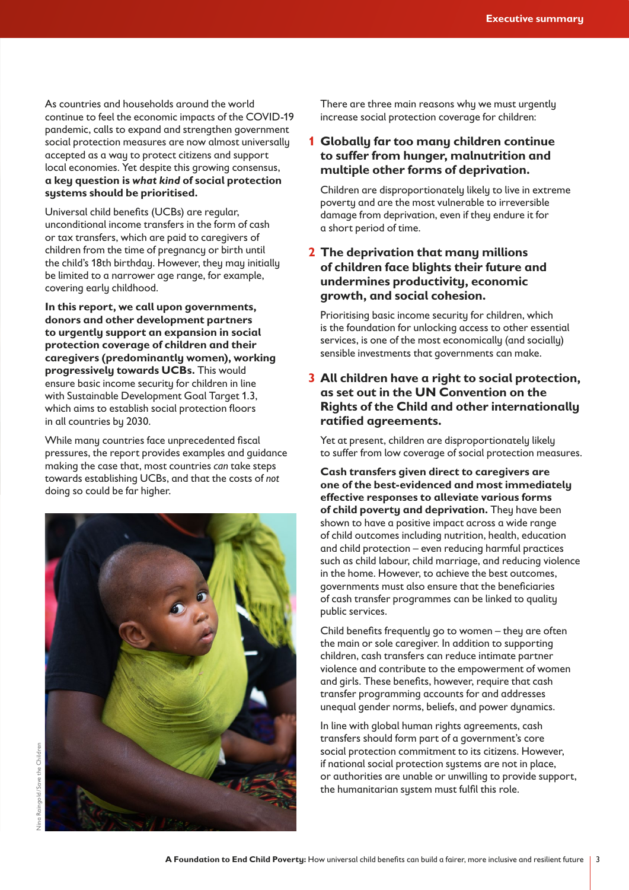As countries and households around the world continue to feel the economic impacts of the COVID-19 pandemic, calls to expand and strengthen government social protection measures are now almost universally accepted as a way to protect citizens and support local economies. Yet despite this growing consensus, **a key question is *what kind* of social protection systems should be prioritised.**

Universal child benefits (UCBs) are regular, unconditional income transfers in the form of cash or tax transfers, which are paid to caregivers of children from the time of pregnancy or birth until the child's 18th birthday. However, they may initially be limited to a narrower age range, for example, covering early childhood.

**In this report, we call upon governments, donors and other development partners to urgently support an expansion in social protection coverage of children and their caregivers (predominantly women), working progressively towards UCBs.** This would ensure basic income security for children in line with Sustainable Development Goal Target 1.3, which aims to establish social protection floors in all countries by 2030.

While many countries face unprecedented fiscal pressures, the report provides examples and guidance making the case that, most countries *can* take steps towards establishing UCBs, and that the costs of *not* doing so could be far higher.

Nina Raingold/Save the Children

There are three main reasons why we must urgently increase social protection coverage for children:

1. **Globally far too many children continue to suffer from hunger, malnutrition and multiple other forms of deprivation.**

   Children are disproportionately likely to live in extreme poverty and are the most vulnerable to irreversible damage from deprivation, even if they endure it for a short period of time.

2. **The deprivation that many millions of children face blights their future and undermines productivity, economic growth, and social cohesion.**

   Prioritising basic income security for children, which is the foundation for unlocking access to other essential services, is one of the most economically (and socially) sensible investments that governments can make.

3. **All children have a right to social protection, as set out in the UN Convention on the Rights of the Child and other internationally ratified agreements.**

   Yet at present, children are disproportionately likely to suffer from low coverage of social protection measures.

**Cash transfers given direct to caregivers are one of the best-evidenced and most immediately effective responses to alleviate various forms of child poverty and deprivation.** They have been shown to have a positive impact across a wide range of child outcomes including nutrition, health, education and child protection – even reducing harmful practices such as child labour, child marriage, and reducing violence in the home. However, to achieve the best outcomes, governments must also ensure that the beneficiaries of cash transfer programmes can be linked to quality public services.

Child benefits frequently go to women – they are often the main or sole caregiver. In addition to supporting children, cash transfers can reduce intimate partner violence and contribute to the empowerment of women and girls. These benefits, however, require that cash transfer programming accounts for and addresses unequal gender norms, beliefs, and power dynamics.

In line with global human rights agreements, cash transfers should form part of a government's core social protection commitment to its citizens. However, if national social protection systems are not in place, or authorities are unable or unwilling to provide support, the humanitarian system must fulfil this role.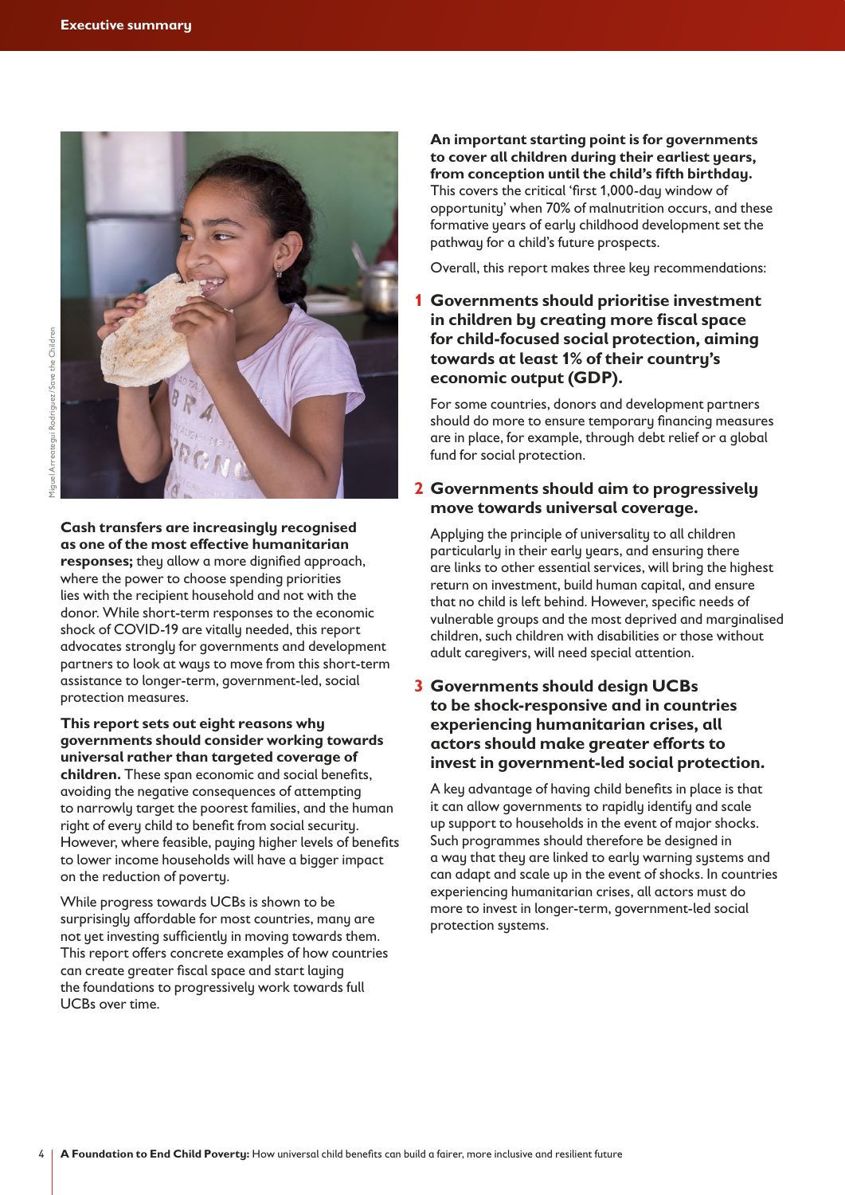**Cash transfers are increasingly recognised as one of the most effective humanitarian responses;** they allow a more dignified approach, where the power to choose spending priorities lies with the recipient household and not with the donor. While short-term responses to the economic shock of COVID-19 are vitally needed, this report advocates strongly for governments and development partners to look at ways to move from this short-term assistance to longer-term, government-led, social protection measures.

**This report sets out eight reasons why governments should consider working towards universal rather than targeted coverage of children.** These span economic and social benefits, avoiding the negative consequences of attempting to narrowly target the poorest families, and the human right of every child to benefit from social security. However, where feasible, paying higher levels of benefits to lower income households will have a bigger impact on the reduction of poverty.

While progress towards UCBs is shown to be surprisingly affordable for most countries, many are not yet investing sufficiently in moving towards them. This report offers concrete examples of how countries can create greater fiscal space and start laying the foundations to progressively work towards full UCBs over time.

**An important starting point is for governments to cover all children during their earliest years, from conception until the child's fifth birthday.** This covers the critical 'first 1,000-day window of opportunity' when 70% of malnutrition occurs, and these formative years of early childhood development set the pathway for a child's future prospects.

Overall, this report makes three key recommendations:

1. **Governments should prioritise investment in children by creating more fiscal space for child-focused social protection, aiming towards at least 1% of their country's economic output (GDP).**

   For some countries, donors and development partners should do more to ensure temporary financing measures are in place, for example, through debt relief or a global fund for social protection.

2. **Governments should aim to progressively move towards universal coverage.**

   Applying the principle of universality to all children particularly in their early years, and ensuring there are links to other essential services, will bring the highest return on investment, build human capital, and ensure that no child is left behind. However, specific needs of vulnerable groups and the most deprived and marginalised children, such children with disabilities or those without adult caregivers, will need special attention.

3. **Governments should design UCBs to be shock-responsive and in countries experiencing humanitarian crises, all actors should make greater efforts to invest in government-led social protection.**

   A key advantage of having child benefits in place is that it can allow governments to rapidly identify and scale up support to households in the event of major shocks. Such programmes should therefore be designed in a way that they are linked to early warning systems and can adapt and scale up in the event of shocks. In countries experiencing humanitarian crises, all actors must do more to invest in longer-term, government-led social protection systems.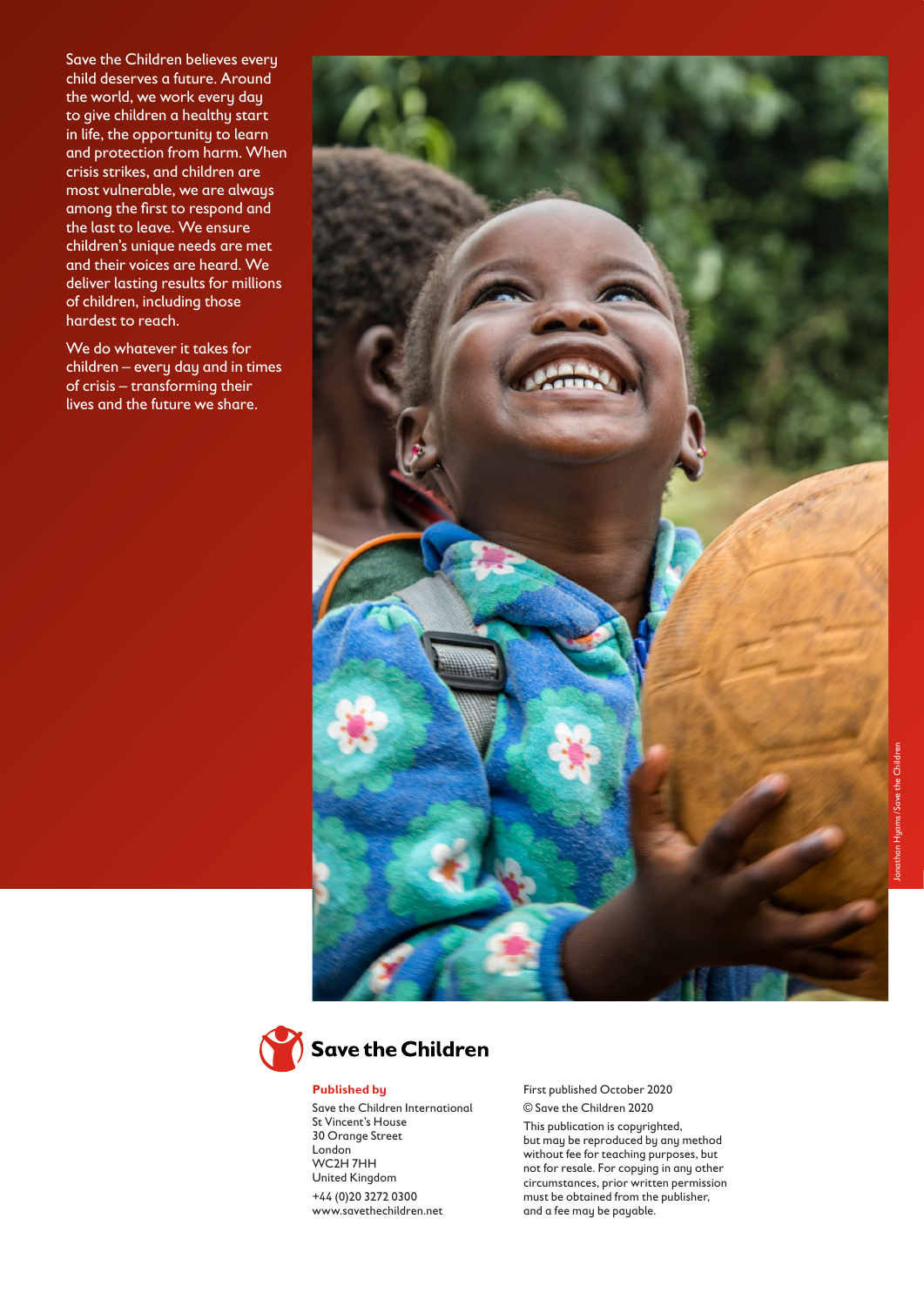Save the Children believes every child deserves a future. Around the world, we work every day to give children a healthy start in life, the opportunity to learn and protection from harm. When crisis strikes, and children are most vulnerable, we are always among the first to respond and the last to leave. We ensure children's unique needs are met and their voices are heard. We deliver lasting results for millions of children, including those hardest to reach.

We do whatever it takes for children – every day and in times of crisis – transforming their lives and the future we share.

Jonathan Hyams/Save the Children

**Save the Children**

**Published by**

Save the Children International
St Vincent's House
30 Orange Street
London
WC2H 7HH
United Kingdom

+44 (0)20 3272 0300
www.savethechildren.net

First published October 2020

© Save the Children 2020

This publication is copyrighted, but may be reproduced by any method without fee for teaching purposes, but not for resale. For copying in any other circumstances, prior written permission must be obtained from the publisher, and a fee may be payable.